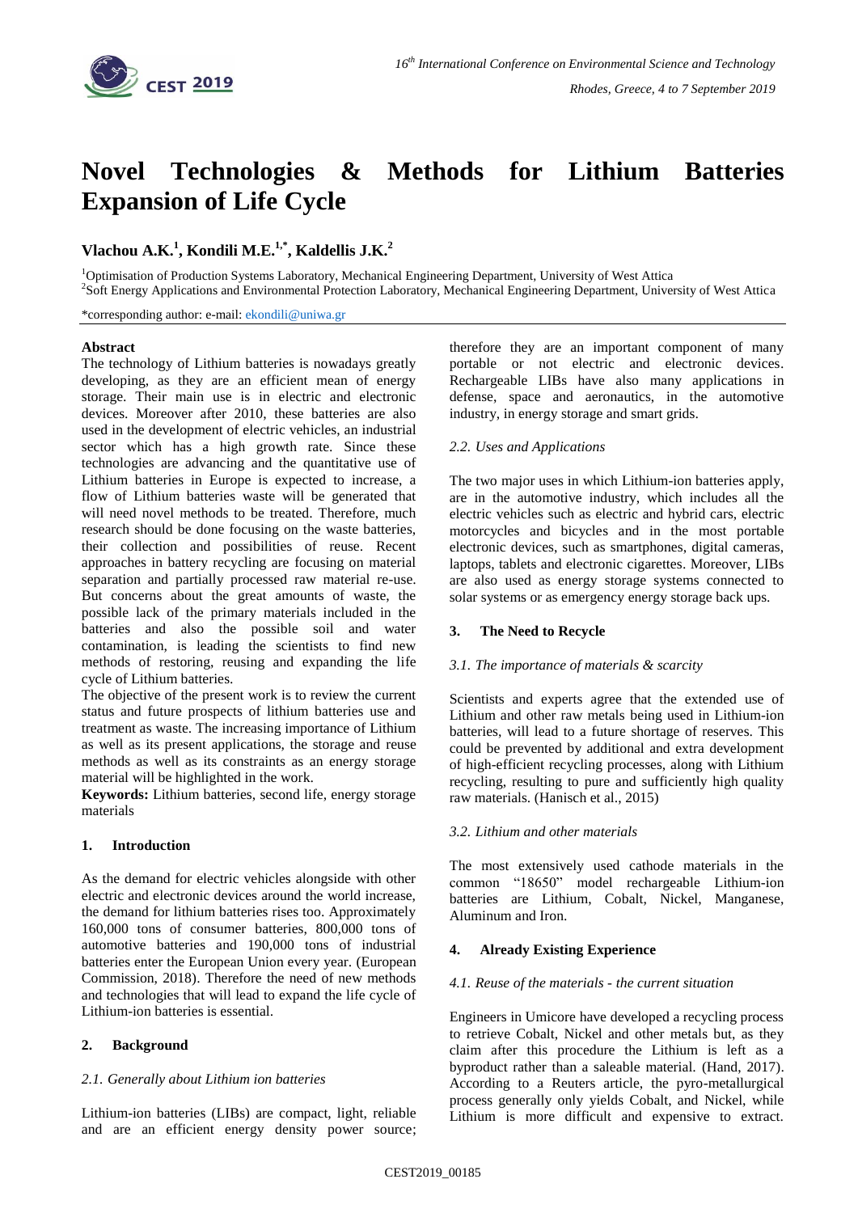# Novel Technologies & Methods for Lithium Batteries Expansion of Life Cycle

**Vlachou A.K.[1], Kondili M.E.[1,*], Kaldellis J.K.[2]**

[1]Optimisation of Production Systems Laboratory, Mechanical Engineering Department, University of West Attica
[2]Soft Energy Applications and Environmental Protection Laboratory, Mechanical Engineering Department, University of West Attica

*corresponding author: e-mail: ekondili@uniwa.gr

## Abstract

The technology of Lithium batteries is nowadays greatly developing, as they are an efficient mean of energy storage. Their main use is in electric and electronic devices. Moreover after 2010, these batteries are also used in the development of electric vehicles, an industrial sector which has a high growth rate. Since these technologies are advancing and the quantitative use of Lithium batteries in Europe is expected to increase, a flow of Lithium batteries waste will be generated that will need novel methods to be treated. Therefore, much research should be done focusing on the waste batteries, their collection and possibilities of reuse. Recent approaches in battery recycling are focusing on material separation and partially processed raw material re-use. But concerns about the great amounts of waste, the possible lack of the primary materials included in the batteries and also the possible soil and water contamination, is leading the scientists to find new methods of restoring, reusing and expanding the life cycle of Lithium batteries.

The objective of the present work is to review the current status and future prospects of lithium batteries use and treatment as waste. The increasing importance of Lithium as well as its present applications, the storage and reuse methods as well as its constraints as an energy storage material will be highlighted in the work.

**Keywords:** Lithium batteries, second life, energy storage materials

## 1. Introduction

As the demand for electric vehicles alongside with other electric and electronic devices around the world increase, the demand for lithium batteries rises too. Approximately 160,000 tons of consumer batteries, 800,000 tons of automotive batteries and 190,000 tons of industrial batteries enter the European Union every year. (European Commission, 2018). Therefore the need of new methods and technologies that will lead to expand the life cycle of Lithium-ion batteries is essential.

## 2. Background

### 2.1. Generally about Lithium ion batteries

Lithium-ion batteries (LIBs) are compact, light, reliable and are an efficient energy density power source; therefore they are an important component of many portable or not electric and electronic devices. Rechargeable LIBs have also many applications in defense, space and aeronautics, in the automotive industry, in energy storage and smart grids.

### 2.2. Uses and Applications

The two major uses in which Lithium-ion batteries apply, are in the automotive industry, which includes all the electric vehicles such as electric and hybrid cars, electric motorcycles and bicycles and in the most portable electronic devices, such as smartphones, digital cameras, laptops, tablets and electronic cigarettes. Moreover, LIBs are also used as energy storage systems connected to solar systems or as emergency energy storage back ups.

## 3. The Need to Recycle

### 3.1. The importance of materials & scarcity

Scientists and experts agree that the extended use of Lithium and other raw metals being used in Lithium-ion batteries, will lead to a future shortage of reserves. This could be prevented by additional and extra development of high-efficient recycling processes, along with Lithium recycling, resulting to pure and sufficiently high quality raw materials. (Hanisch et al., 2015)

### 3.2. Lithium and other materials

The most extensively used cathode materials in the common "18650" model rechargeable Lithium-ion batteries are Lithium, Cobalt, Nickel, Manganese, Aluminum and Iron.

## 4. Already Existing Experience

### 4.1. Reuse of the materials - the current situation

Engineers in Umicore have developed a recycling process to retrieve Cobalt, Nickel and other metals but, as they claim after this procedure the Lithium is left as a byproduct rather than a saleable material. (Hand, 2017). According to a Reuters article, the pyro-metallurgical process generally only yields Cobalt, and Nickel, while Lithium is more difficult and expensive to extract.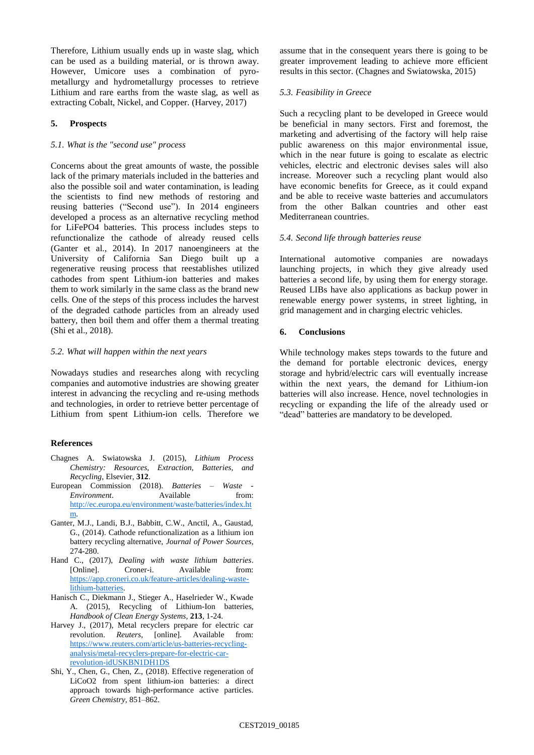Therefore, Lithium usually ends up in waste slag, which can be used as a building material, or is thrown away. However, Umicore uses a combination of pyro-metallurgy and hydrometallurgy processes to retrieve Lithium and rare earths from the waste slag, as well as extracting Cobalt, Nickel, and Copper. (Harvey, 2017)

## 5. Prospects

### *5.1. What is the "second use" process*

Concerns about the great amounts of waste, the possible lack of the primary materials included in the batteries and also the possible soil and water contamination, is leading the scientists to find new methods of restoring and reusing batteries ("Second use"). In 2014 engineers developed a process as an alternative recycling method for $LiFePO_4$ batteries. This process includes steps to refunctionalize the cathode of already reused cells (Ganter et al., 2014). In 2017 nanoengineers at the University of California San Diego built up a regenerative reusing process that reestablishes utilized cathodes from spent Lithium-ion batteries and makes them to work similarly in the same class as the brand new cells. One of the steps of this process includes the harvest of the degraded cathode particles from an already used battery, then boil them and offer them a thermal treating (Shi et al., 2018).

### *5.2. What will happen within the next years*

Nowadays studies and researches along with recycling companies and automotive industries are showing greater interest in advancing the recycling and re-using methods and technologies, in order to retrieve better percentage of Lithium from spent Lithium-ion cells. Therefore we assume that in the consequent years there is going to be greater improvement leading to achieve more efficient results in this sector. (Chagnes and Swiatowska, 2015)

### *5.3. Feasibility in Greece*

Such a recycling plant to be developed in Greece would be beneficial in many sectors. First and foremost, the marketing and advertising of the factory will help raise public awareness on this major environmental issue, which in the near future is going to escalate as electric vehicles, electric and electronic devises sales will also increase. Moreover such a recycling plant would also have economic benefits for Greece, as it could expand and be able to receive waste batteries and accumulators from the other Balkan countries and other east Mediterranean countries.

### *5.4. Second life through batteries reuse*

International automotive companies are nowadays launching projects, in which they give already used batteries a second life, by using them for energy storage. Reused LIBs have also applications as backup power in renewable energy power systems, in street lighting, in grid management and in charging electric vehicles.

## 6. Conclusions

While technology makes steps towards to the future and the demand for portable electronic devices, energy storage and hybrid/electric cars will eventually increase within the next years, the demand for Lithium-ion batteries will also increase. Hence, novel technologies in recycling or expanding the life of the already used or "dead" batteries are mandatory to be developed.

## References

Chagnes A. Swiatowska J. (2015), *Lithium Process Chemistry: Resources, Extraction, Batteries, and Recycling*, Elsevier, **312**.

European Commission (2018). *Batteries – Waste - Environment*. Available from: http://ec.europa.eu/environment/waste/batteries/index.htm.

Ganter, M.J., Landi, B.J., Babbitt, C.W., Anctil, A., Gaustad, G., (2014). Cathode refunctionalization as a lithium ion battery recycling alternative, *Journal of Power Sources*, 274-280.

Hand C., (2017), *Dealing with waste lithium batteries*. [Online]. Croner-i. Available from: https://app.croneri.co.uk/feature-articles/dealing-waste-lithium-batteries.

Hanisch C., Diekmann J., Stieger A., Haselrieder W., Kwade A. (2015), Recycling of Lithium-Ion batteries, *Handbook of Clean Energy Systems*, **213**, 1-24.

Harvey J., (2017), Metal recyclers prepare for electric car revolution. *Reuters*, [online]. Available from: https://www.reuters.com/article/us-batteries-recycling-analysis/metal-recyclers-prepare-for-electric-car-revolution-idUSKBN1DH1DS

Shi, Y., Chen, G., Chen, Z., (2018). Effective regeneration of $LiCoO_2$ from spent lithium-ion batteries: a direct approach towards high-performance active particles. *Green Chemistry*, 851–862.